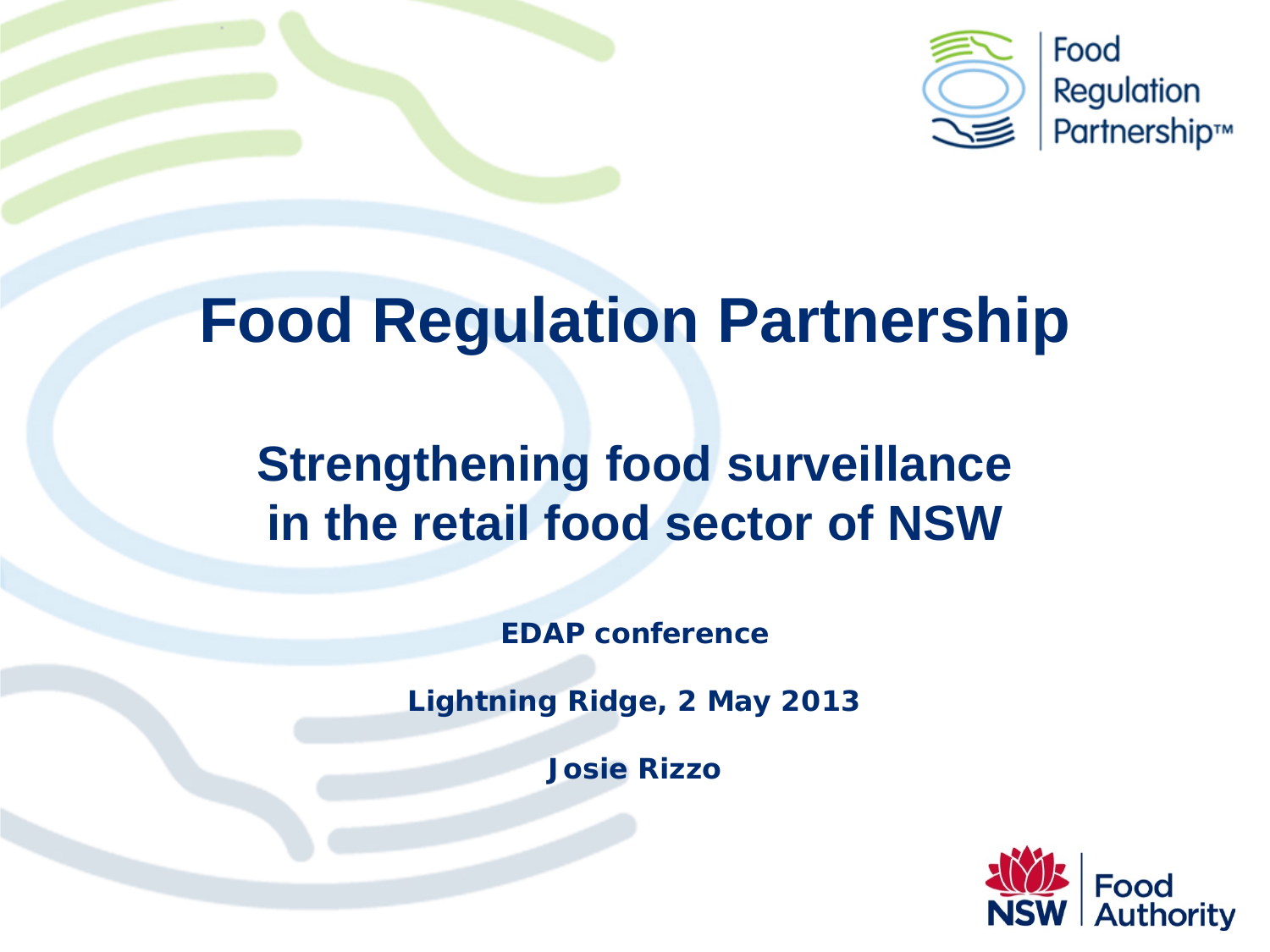# Food Regulation Partnership

## Strengthening food surveillance in the retail food sector of NSW

**EDAP conference**

**Lightning Ridge, 2 May 2013**

**Josie Rizzo**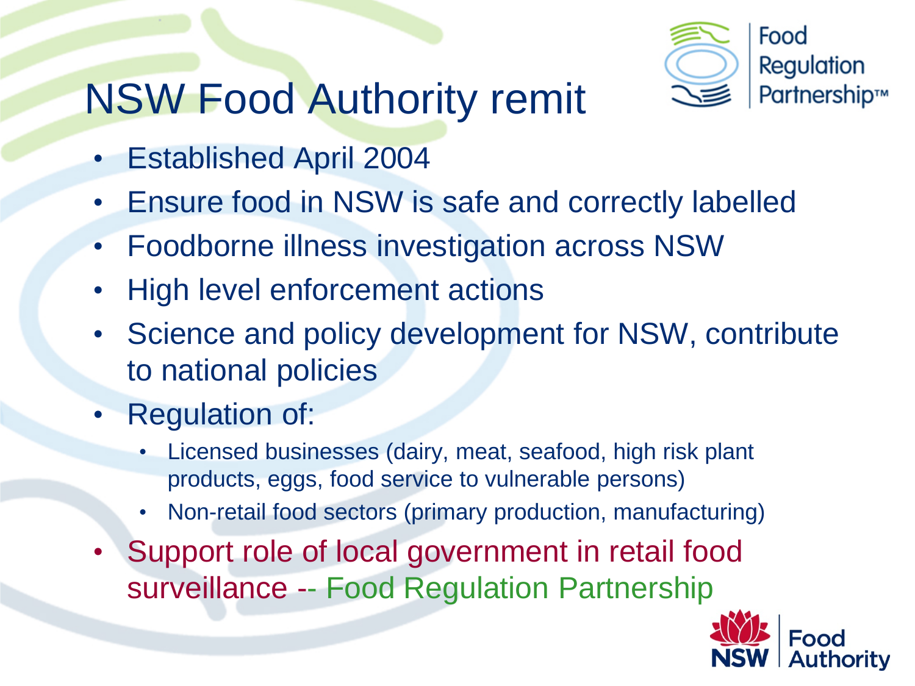# NSW Food Authority remit

- Established April 2004
- Ensure food in NSW is safe and correctly labelled
- Foodborne illness investigation across NSW
- High level enforcement actions
- Science and policy development for NSW, contribute to national policies
- Regulation of:
  - Licensed businesses (dairy, meat, seafood, high risk plant products, eggs, food service to vulnerable persons)
  - Non-retail food sectors (primary production, manufacturing)
- Support role of local government in retail food surveillance -- Food Regulation Partnership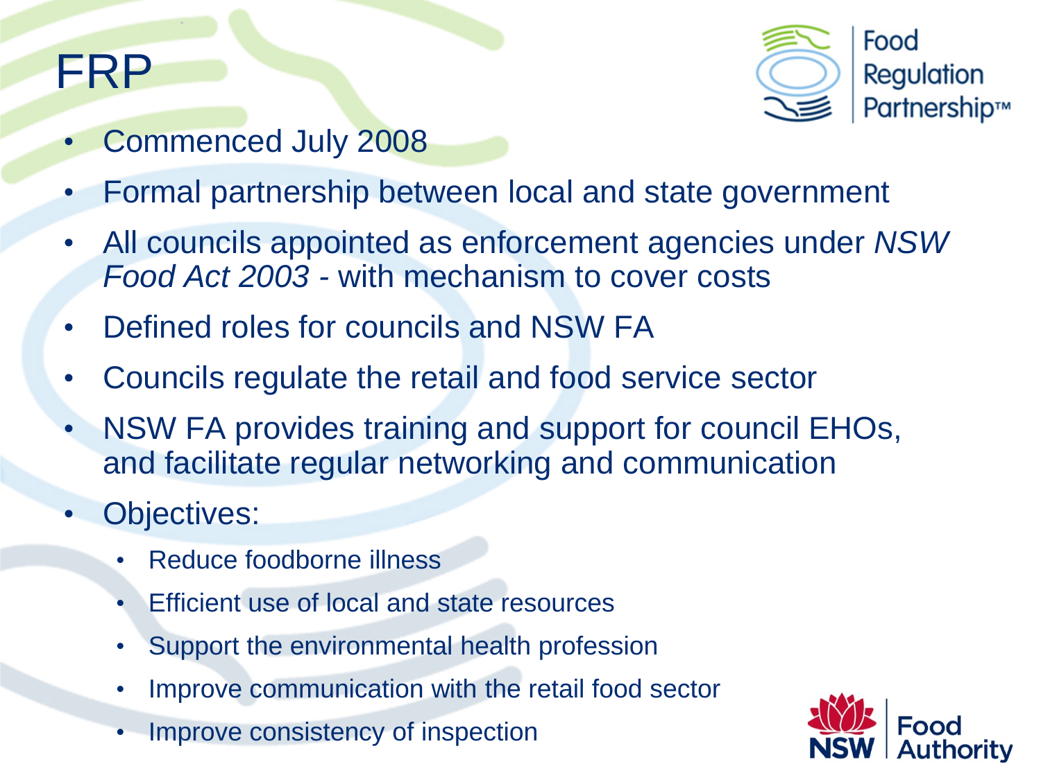# FRP

- Commenced July 2008
- Formal partnership between local and state government
- All councils appointed as enforcement agencies under *NSW Food Act 2003* - with mechanism to cover costs
- Defined roles for councils and NSW FA
- Councils regulate the retail and food service sector
- NSW FA provides training and support for council EHOs, and facilitate regular networking and communication
- Objectives:
  - Reduce foodborne illness
  - Efficient use of local and state resources
  - Support the environmental health profession
  - Improve communication with the retail food sector
  - Improve consistency of inspection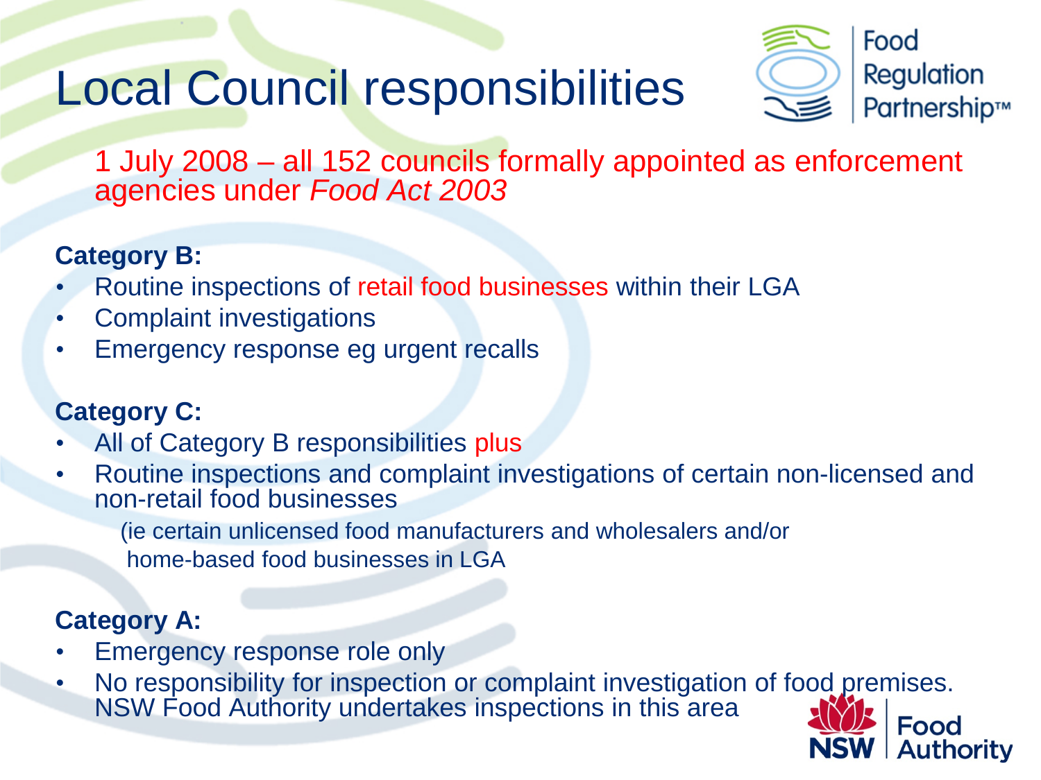# Local Council responsibilities

1 July 2008 – all 152 councils formally appointed as enforcement agencies under *Food Act 2003*

**Category B:**

- Routine inspections of retail food businesses within their LGA
- Complaint investigations
- Emergency response eg urgent recalls

**Category C:**

- All of Category B responsibilities plus
- Routine inspections and complaint investigations of certain non-licensed and non-retail food businesses

  (ie certain unlicensed food manufacturers and wholesalers and/or home-based food businesses in LGA

**Category A:**

- Emergency response role only
- No responsibility for inspection or complaint investigation of food premises. NSW Food Authority undertakes inspections in this area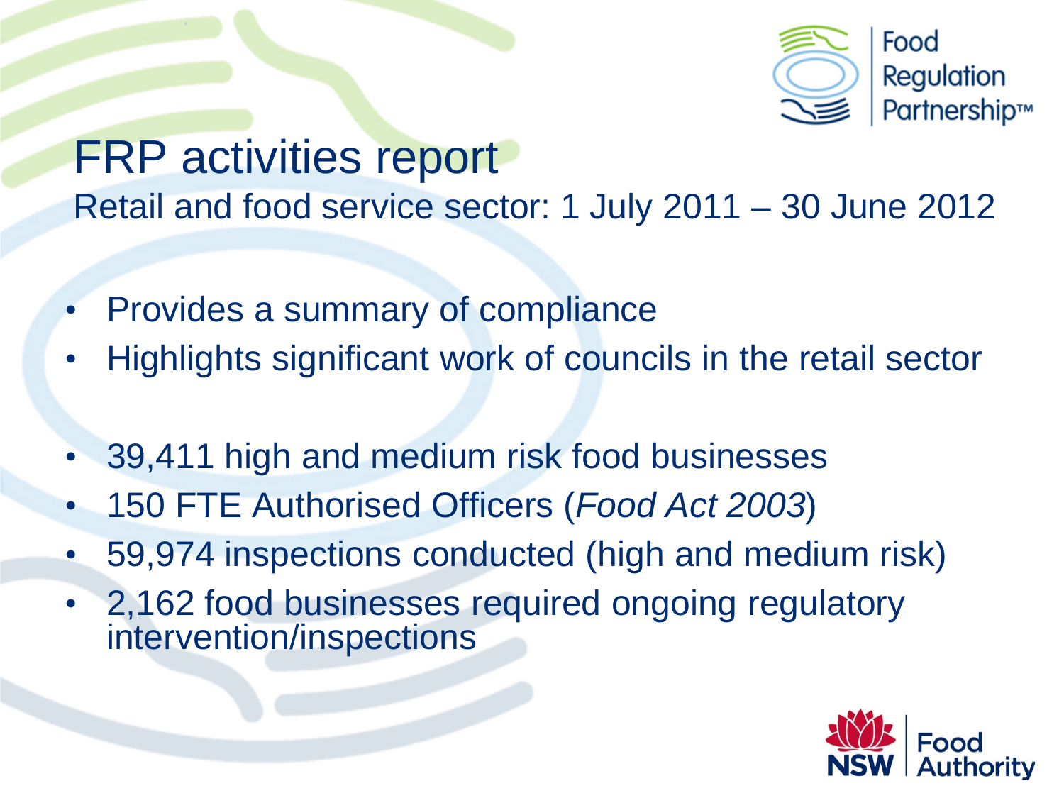# FRP activities report

Retail and food service sector: 1 July 2011 – 30 June 2012

- Provides a summary of compliance
- Highlights significant work of councils in the retail sector

- 39,411 high and medium risk food businesses
- 150 FTE Authorised Officers (*Food Act 2003*)
- 59,974 inspections conducted (high and medium risk)
- 2,162 food businesses required ongoing regulatory intervention/inspections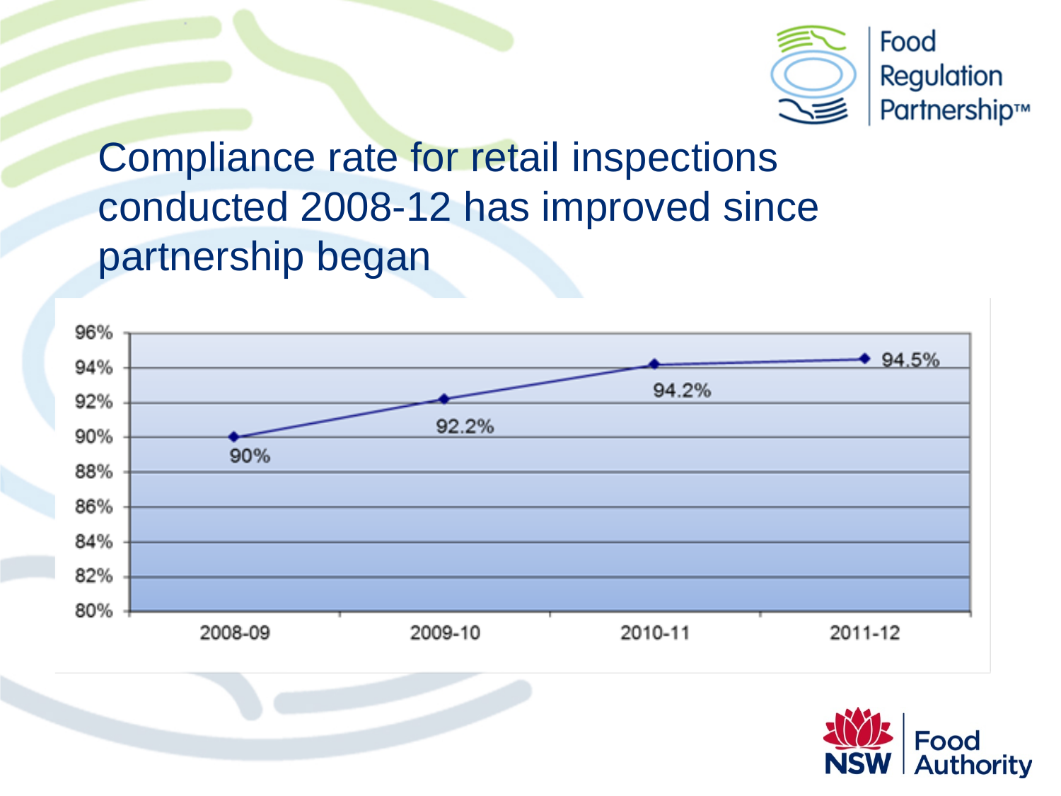# Compliance rate for retail inspections conducted 2008-12 has improved since partnership began

| Year | Compliance rate |
| --- | --- |
| 2008-09 | 90% |
| 2009-10 | 92.2% |
| 2010-11 | 94.2% |
| 2011-12 | 94.5% |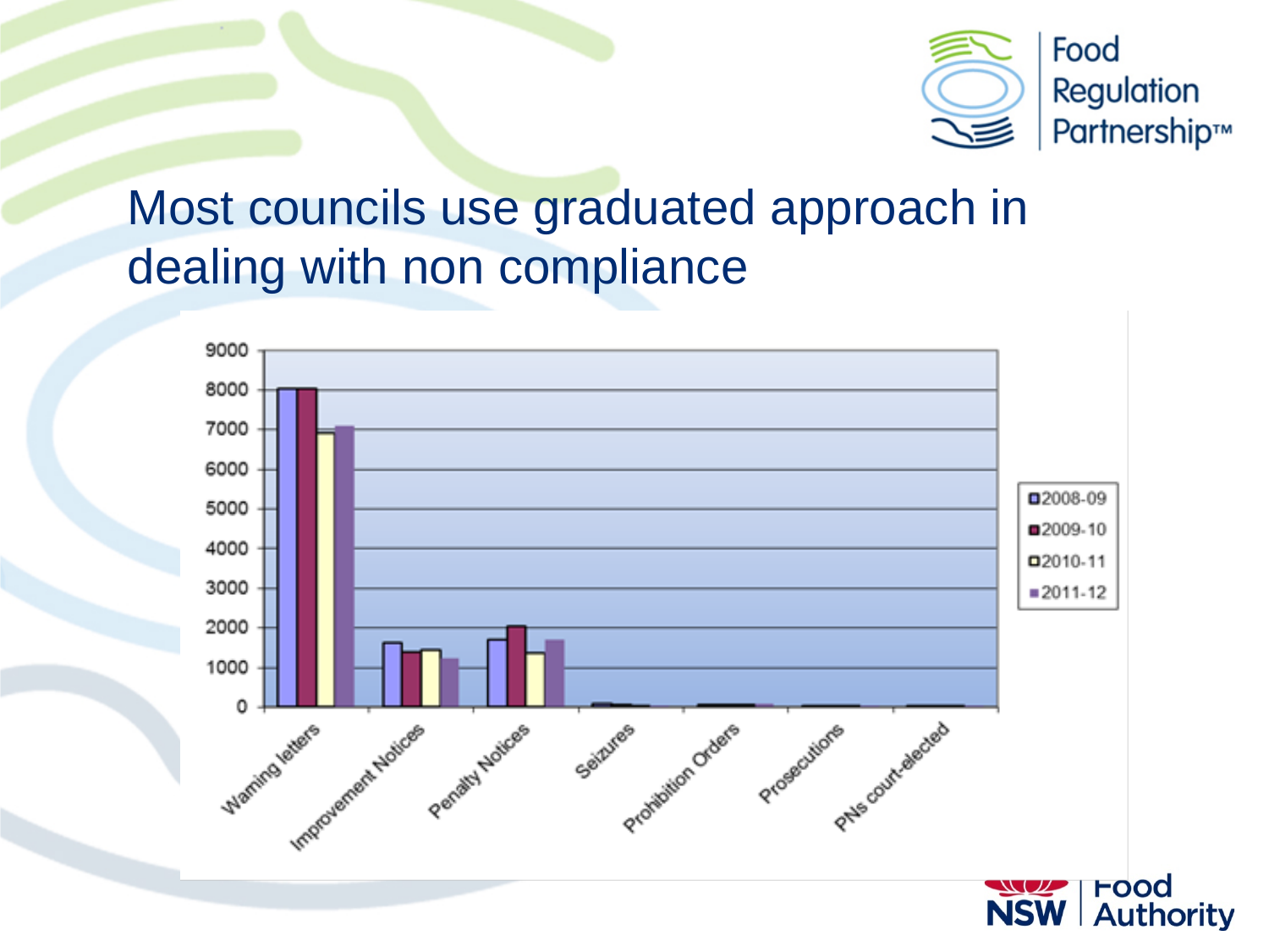# Most councils use graduated approach in dealing with non compliance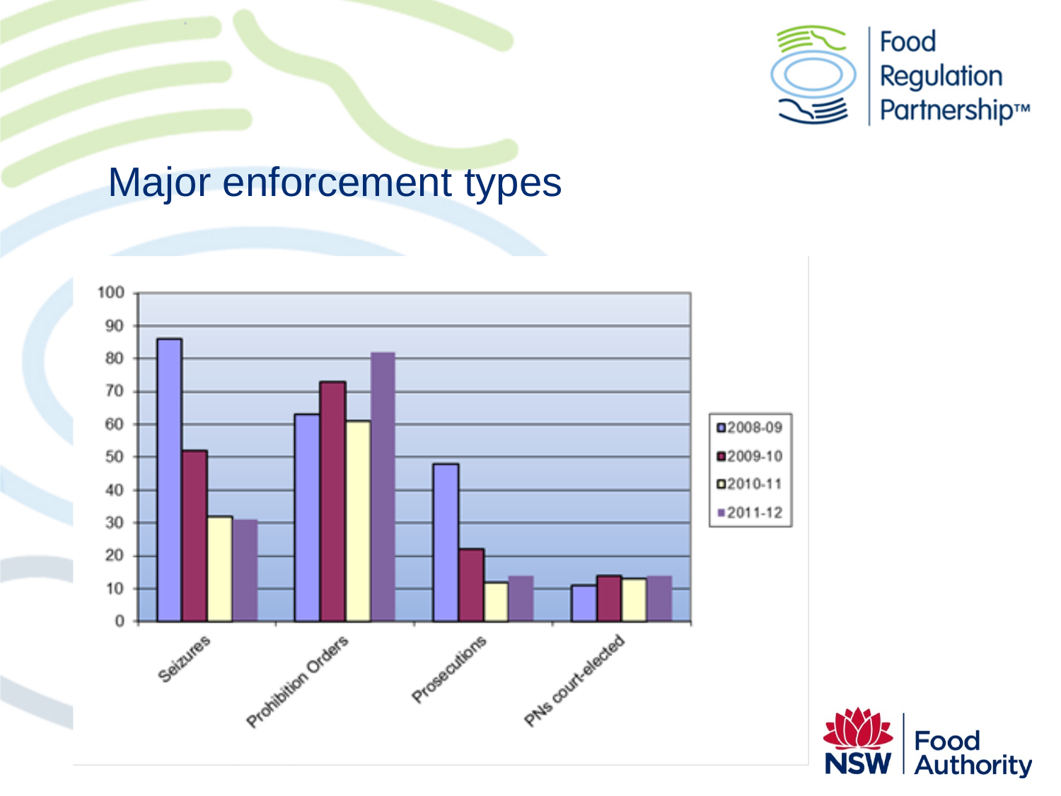# Major enforcement types

| | 2008-09 | 2009-10 | 2010-11 | 2011-12 |
|---|---|---|---|---|
| Seizures | 86 | 52 | 32 | 31 |
| Prohibition Orders | 63 | 73 | 61 | 82 |
| Prosecutions | 48 | 22 | 12 | 14 |
| PNs court-elected | 11 | 14 | 13 | 14 |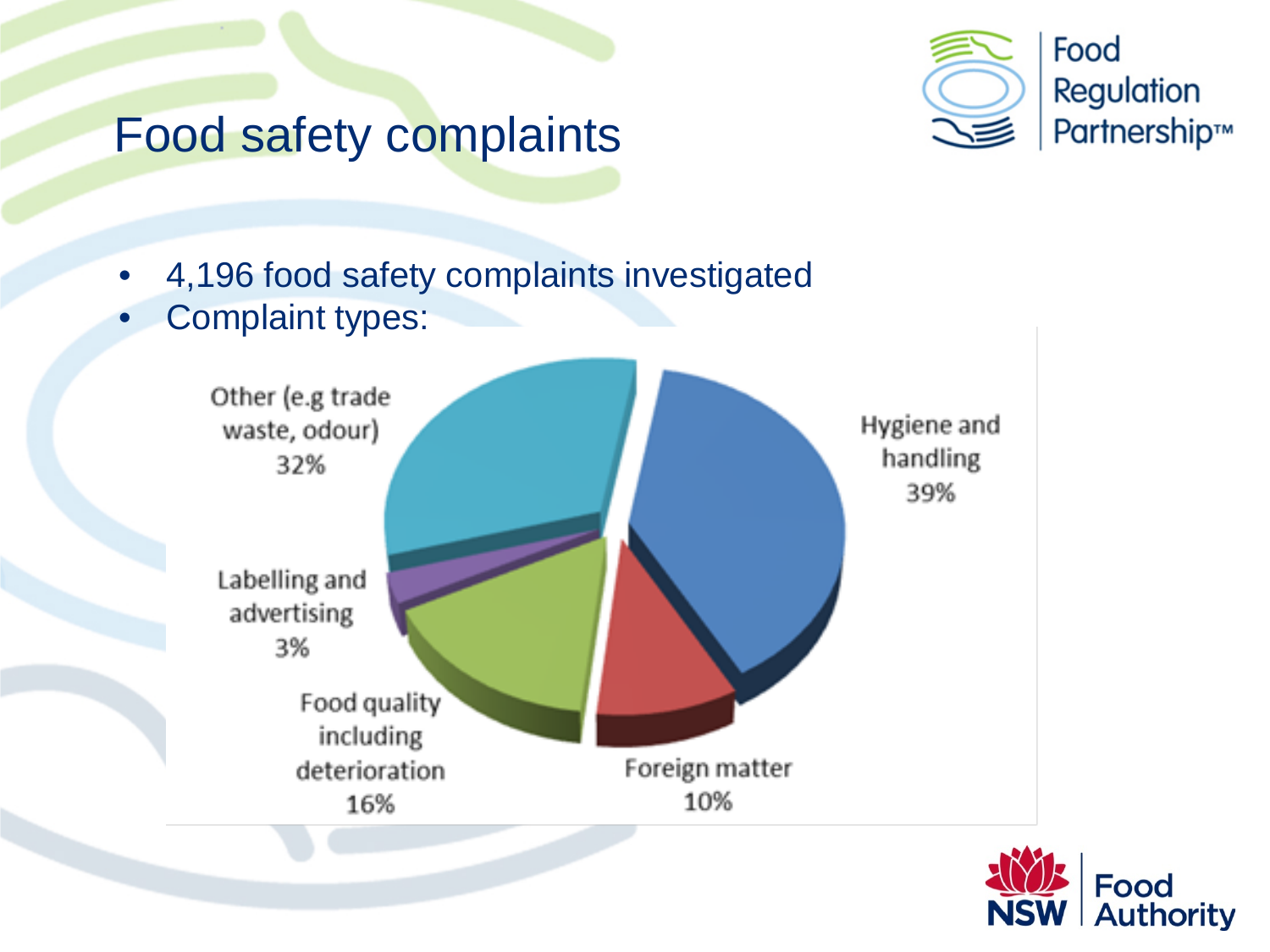# Food safety complaints

- 4,196 food safety complaints investigated
- Complaint types:

Other (e.g trade waste, odour) 32%

Hygiene and handling 39%

Labelling and advertising 3%

Food quality including deterioration 16%

Foreign matter 10%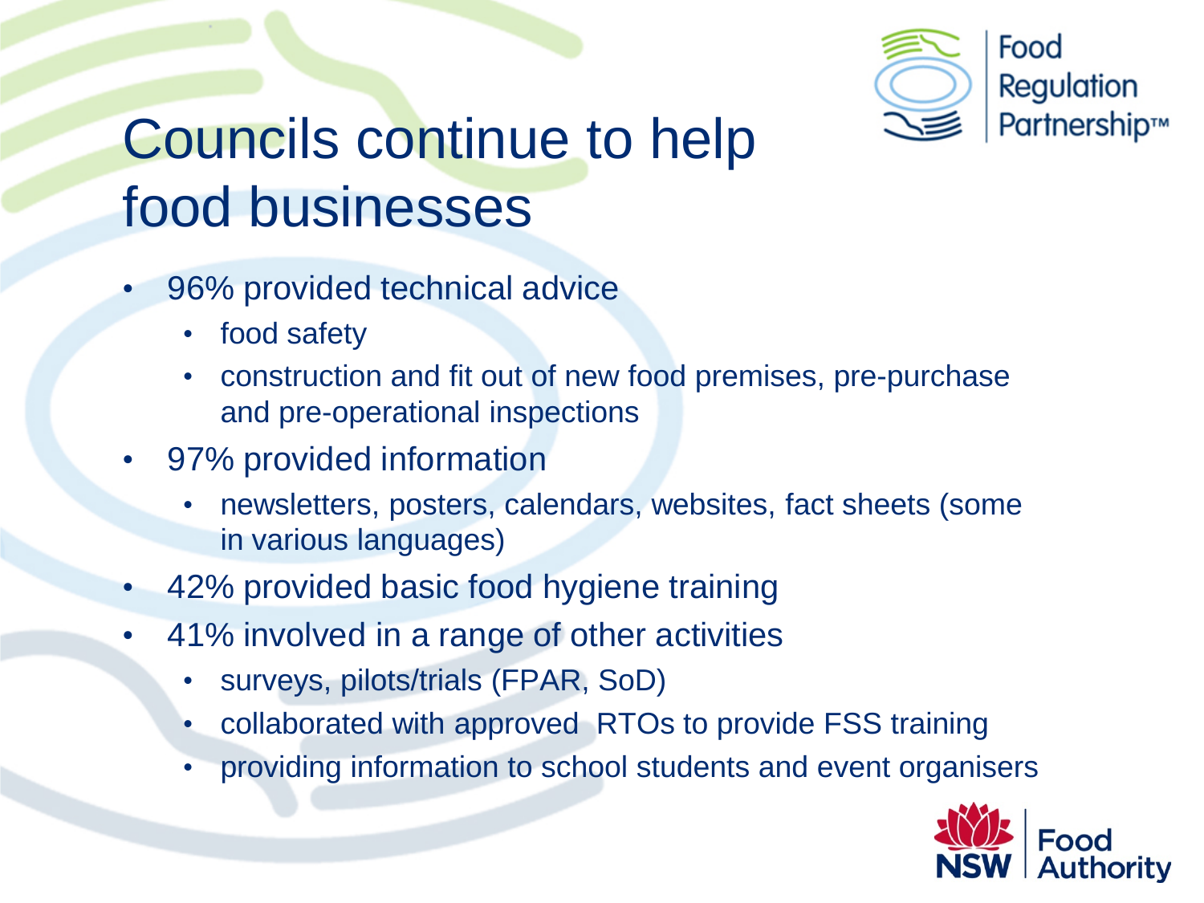# Councils continue to help food businesses

- 96% provided technical advice
  - food safety
  - construction and fit out of new food premises, pre-purchase and pre-operational inspections
- 97% provided information
  - newsletters, posters, calendars, websites, fact sheets (some in various languages)
- 42% provided basic food hygiene training
- 41% involved in a range of other activities
  - surveys, pilots/trials (FPAR, SoD)
  - collaborated with approved RTOs to provide FSS training
  - providing information to school students and event organisers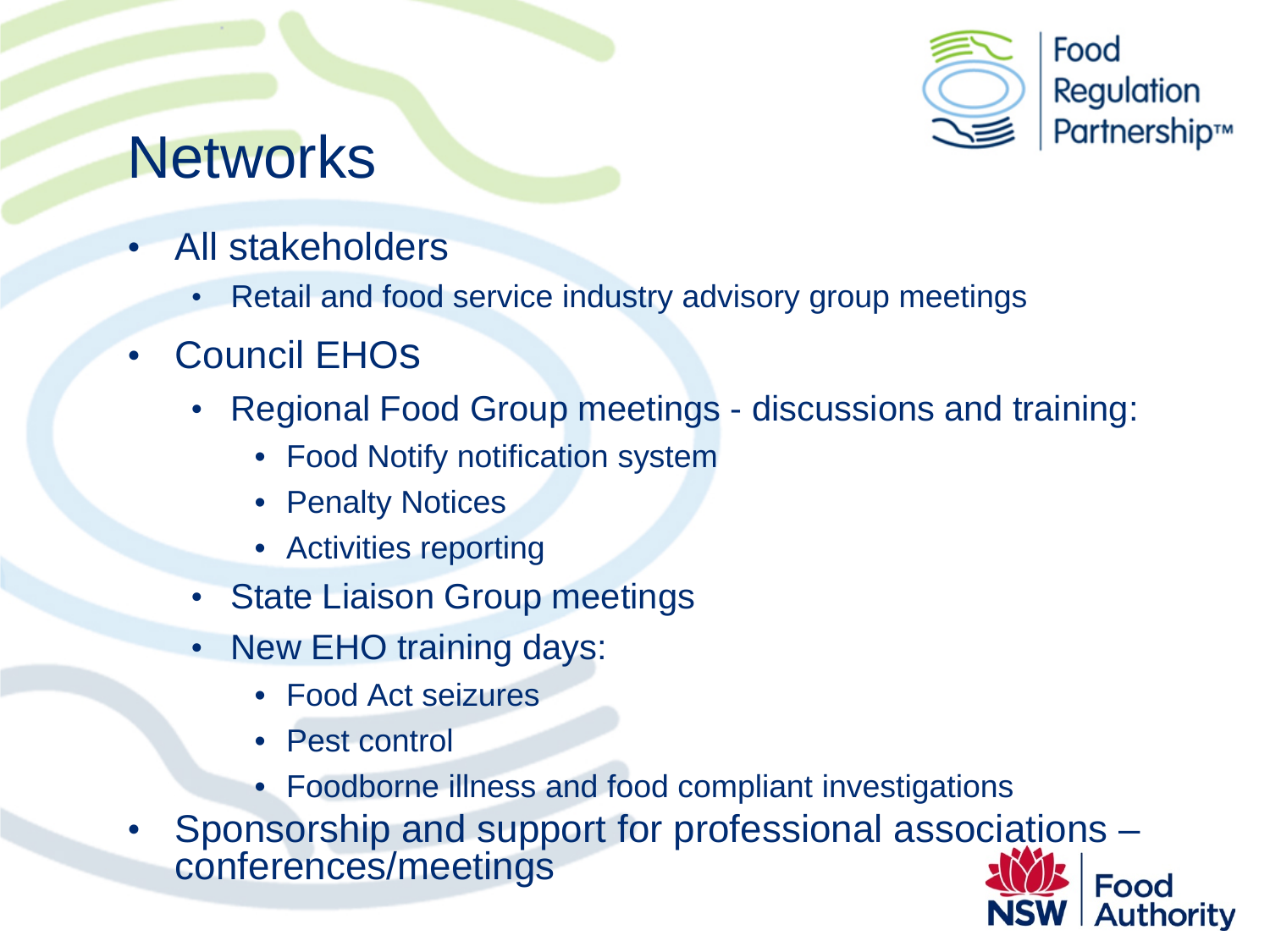# Networks

- All stakeholders
  - Retail and food service industry advisory group meetings
- Council EHOs
  - Regional Food Group meetings - discussions and training:
    - Food Notify notification system
    - Penalty Notices
    - Activities reporting
  - State Liaison Group meetings
  - New EHO training days:
    - Food Act seizures
    - Pest control
    - Foodborne illness and food compliant investigations
- Sponsorship and support for professional associations – conferences/meetings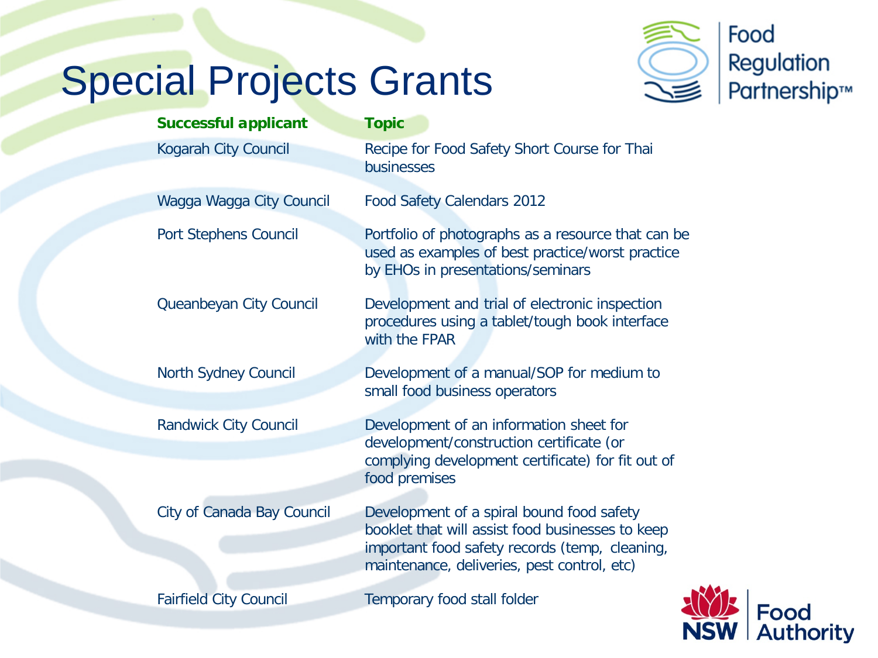# Special Projects Grants

| Successful applicant | Topic |
|---|---|
| Kogarah City Council | Recipe for Food Safety Short Course for Thai businesses |
| Wagga Wagga City Council | Food Safety Calendars 2012 |
| Port Stephens Council | Portfolio of photographs as a resource that can be used as examples of best practice/worst practice by EHOs in presentations/seminars |
| Queanbeyan City Council | Development and trial of electronic inspection procedures using a tablet/tough book interface with the FPAR |
| North Sydney Council | Development of a manual/SOP for medium to small food business operators |
| Randwick City Council | Development of an information sheet for development/construction certificate (or complying development certificate) for fit out of food premises |
| City of Canada Bay Council | Development of a spiral bound food safety booklet that will assist food businesses to keep important food safety records (temp, cleaning, maintenance, deliveries, pest control, etc) |
| Fairfield City Council | Temporary food stall folder |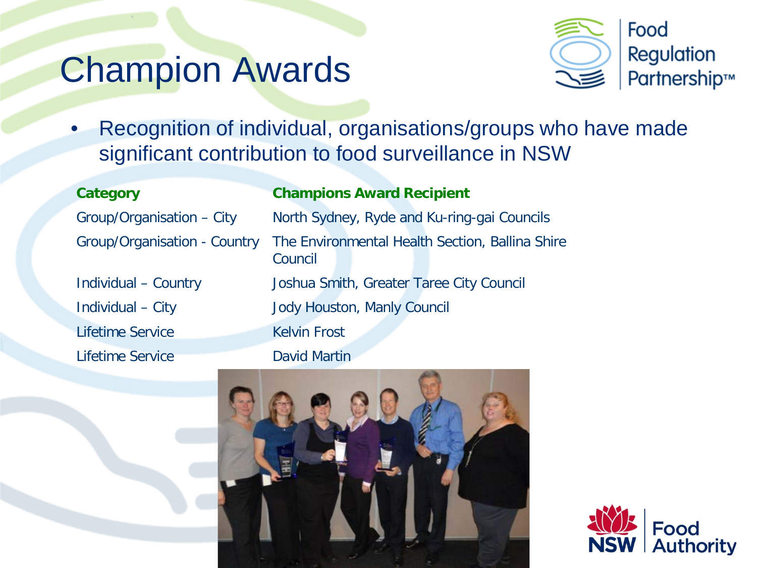# Champion Awards

- Recognition of individual, organisations/groups who have made significant contribution to food surveillance in NSW

| Category | Champions Award Recipient |
| --- | --- |
| Group/Organisation – City | North Sydney, Ryde and Ku-ring-gai Councils |
| Group/Organisation - Country | The Environmental Health Section, Ballina Shire Council |
| Individual – Country | Joshua Smith, Greater Taree City Council |
| Individual – City | Jody Houston, Manly Council |
| Lifetime Service | Kelvin Frost |
| Lifetime Service | David Martin |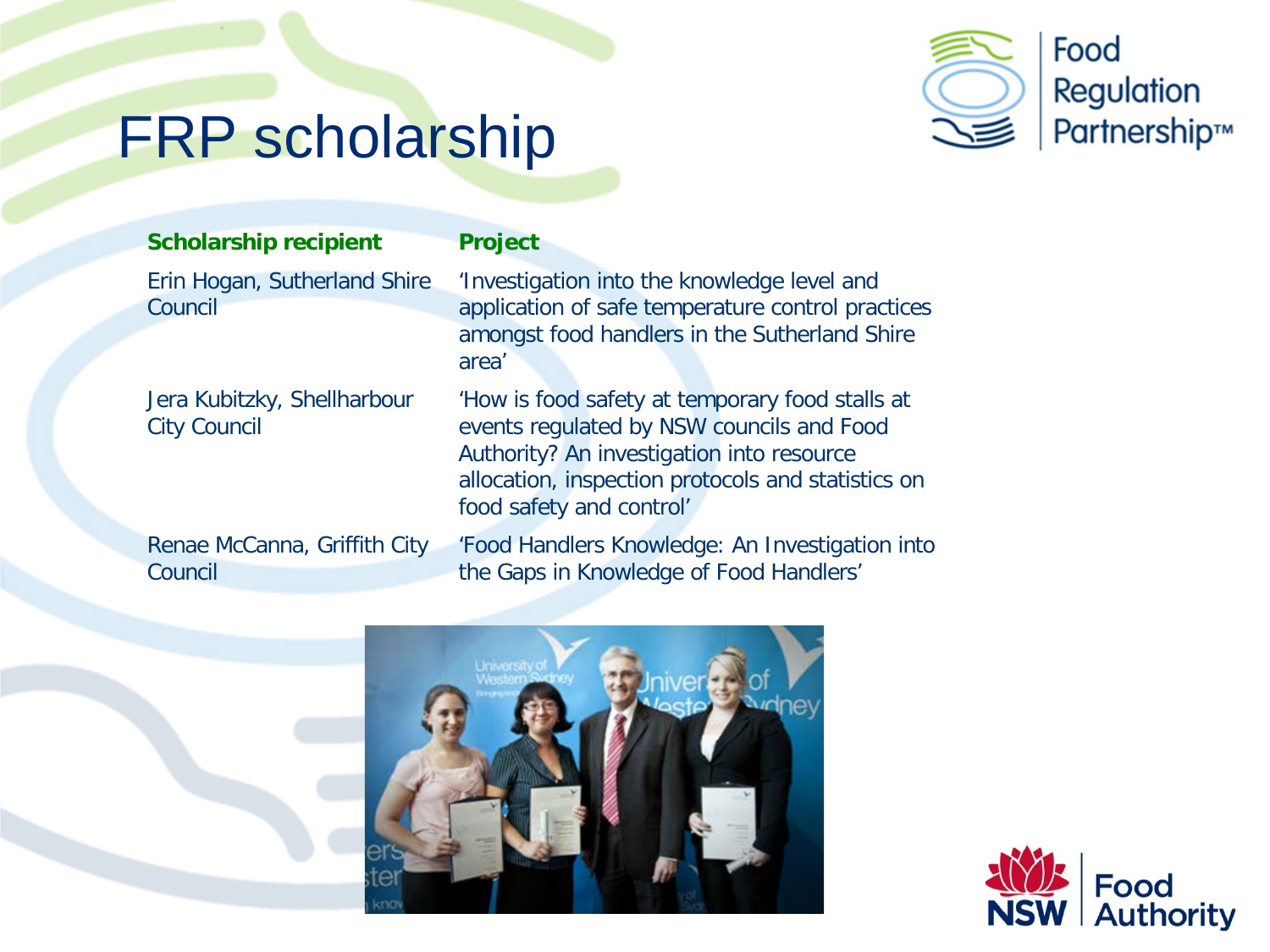# FRP scholarship

| Scholarship recipient | Project |
| --- | --- |
| Erin Hogan, Sutherland Shire Council | 'Investigation into the knowledge level and application of safe temperature control practices amongst food handlers in the Sutherland Shire area' |
| Jera Kubitzky, Shellharbour City Council | 'How is food safety at temporary food stalls at events regulated by NSW councils and Food Authority? An investigation into resource allocation, inspection protocols and statistics on food safety and control' |
| Renae McCanna, Griffith City Council | 'Food Handlers Knowledge: An Investigation into the Gaps in Knowledge of Food Handlers' |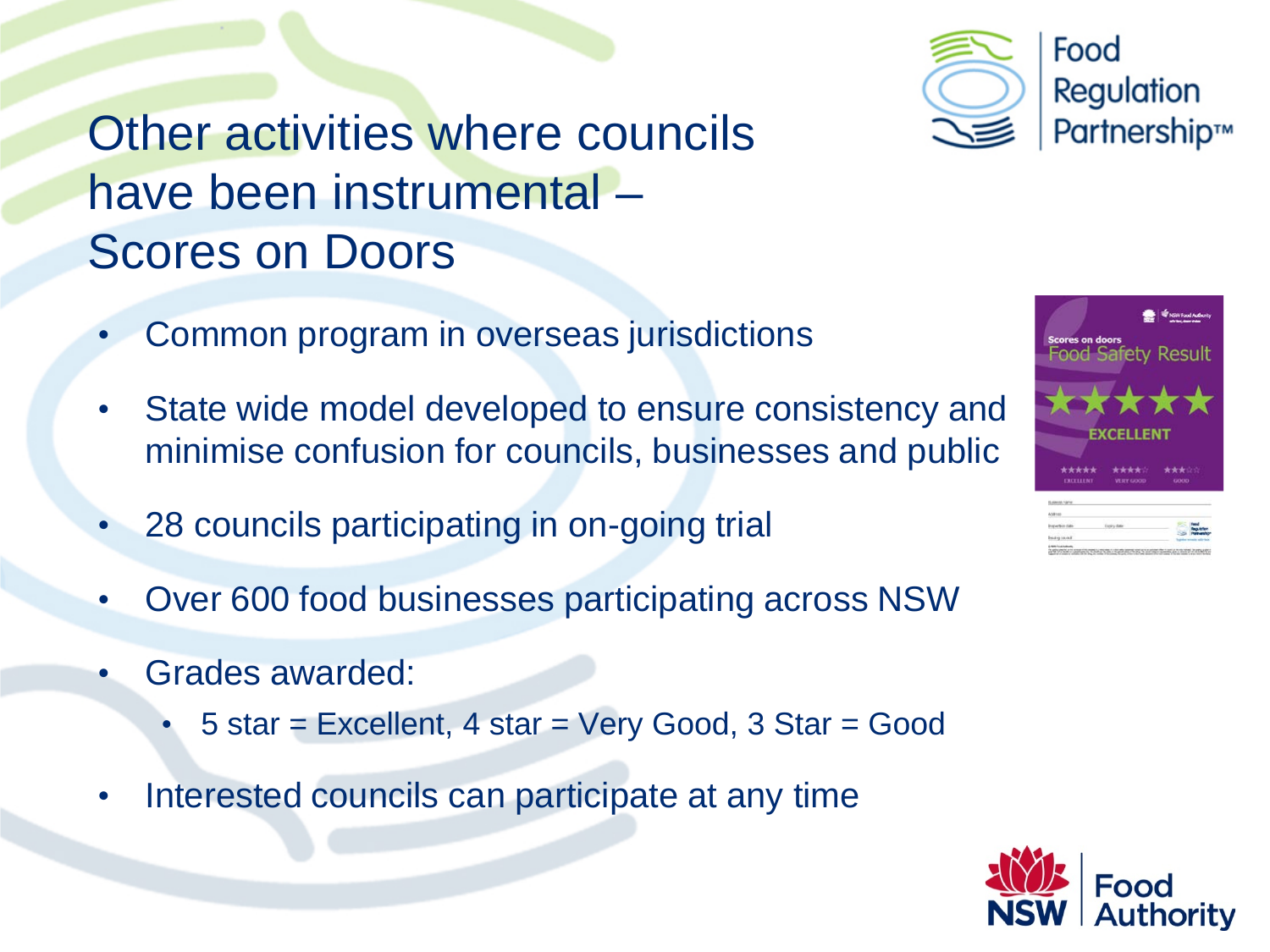# Other activities where councils have been instrumental – Scores on Doors

- Common program in overseas jurisdictions
- State wide model developed to ensure consistency and minimise confusion for councils, businesses and public
- 28 councils participating in on-going trial
- Over 600 food businesses participating across NSW
- Grades awarded:
  - 5 star = Excellent, 4 star = Very Good, 3 Star = Good
- Interested councils can participate at any time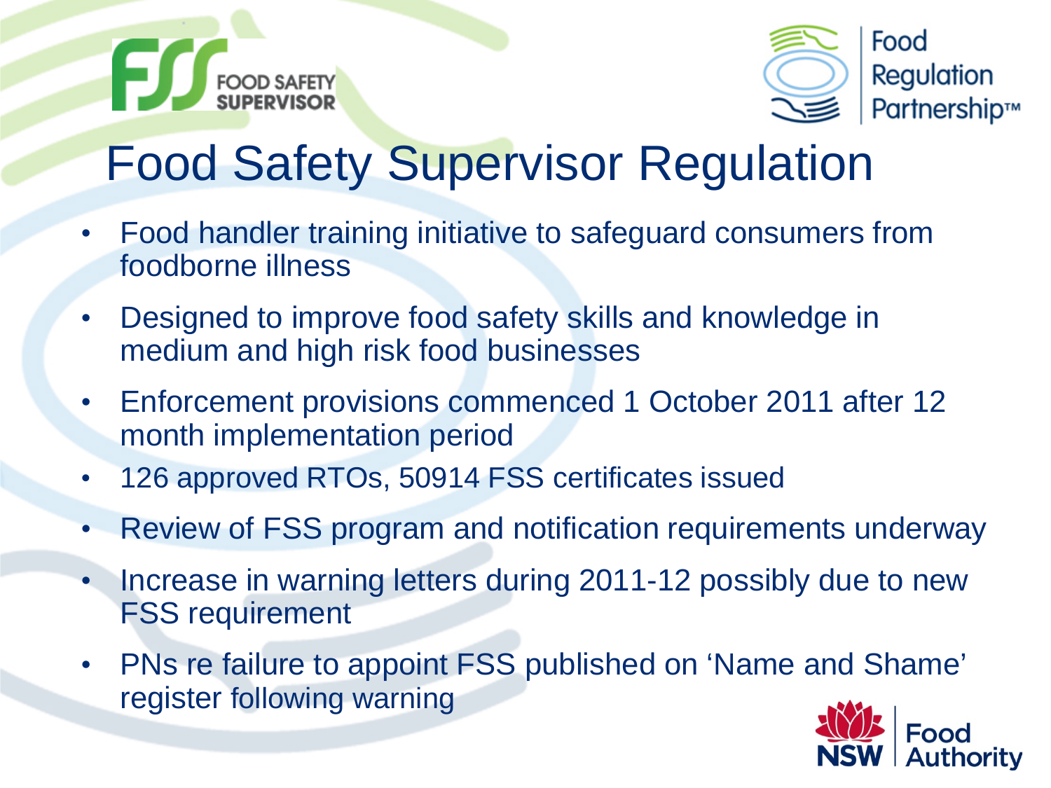# Food Safety Supervisor Regulation

- Food handler training initiative to safeguard consumers from foodborne illness
- Designed to improve food safety skills and knowledge in medium and high risk food businesses
- Enforcement provisions commenced 1 October 2011 after 12 month implementation period
- 126 approved RTOs, 50914 FSS certificates issued
- Review of FSS program and notification requirements underway
- Increase in warning letters during 2011-12 possibly due to new FSS requirement
- PNs re failure to appoint FSS published on 'Name and Shame' register following warning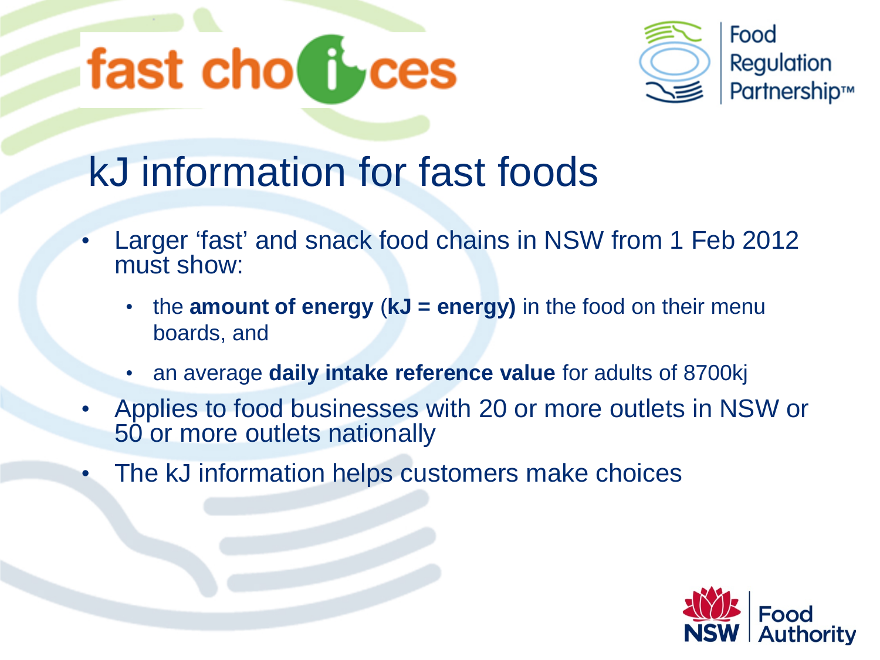fast choices

Food Regulation Partnership™

# kJ information for fast foods

- Larger 'fast' and snack food chains in NSW from 1 Feb 2012 must show:
  - the **amount of energy** (**kJ = energy)** in the food on their menu boards, and
  - an average **daily intake reference value** for adults of 8700kj
- Applies to food businesses with 20 or more outlets in NSW or 50 or more outlets nationally
- The kJ information helps customers make choices

NSW Food Authority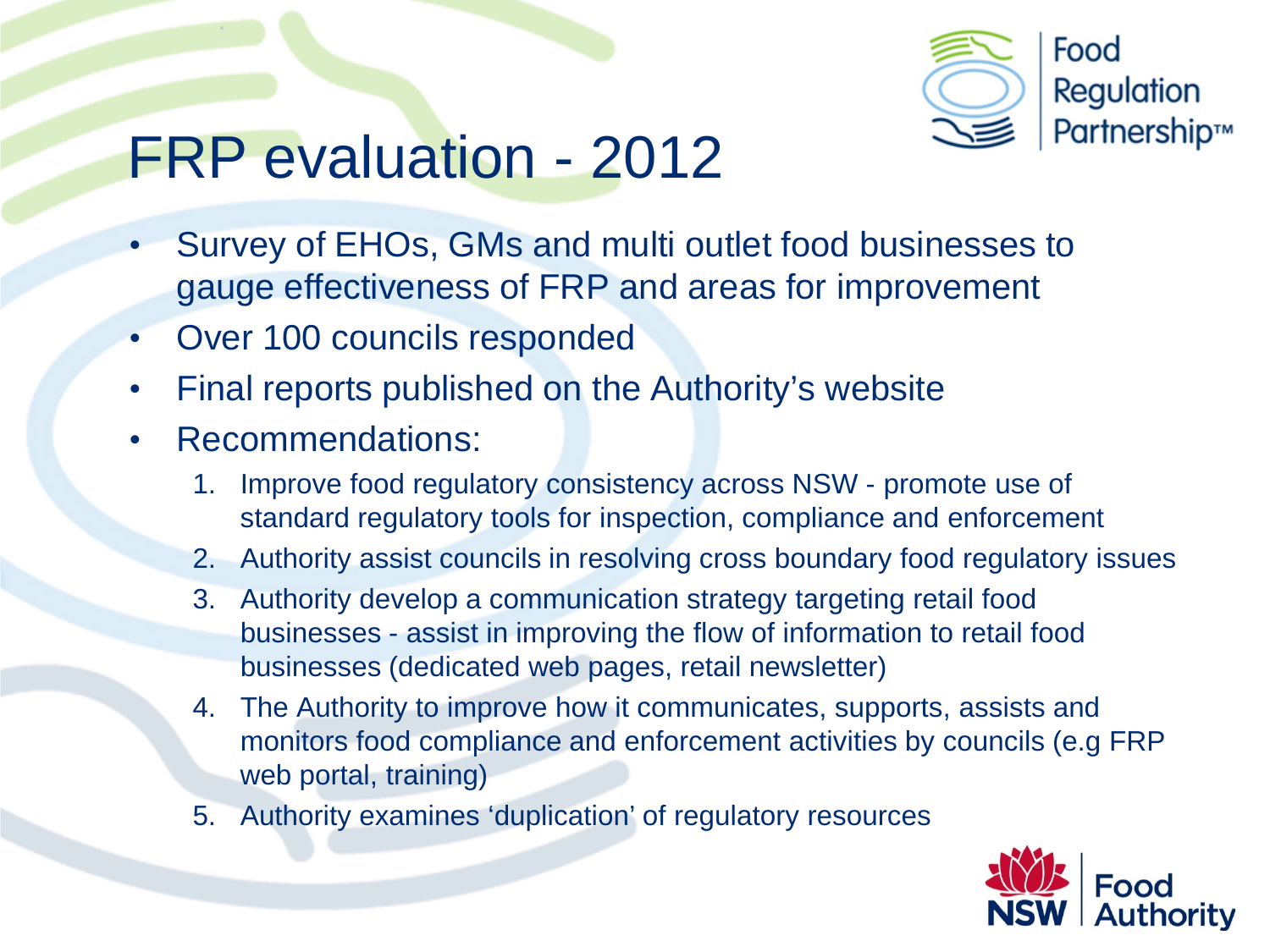# FRP evaluation - 2012

- Survey of EHOs, GMs and multi outlet food businesses to gauge effectiveness of FRP and areas for improvement
- Over 100 councils responded
- Final reports published on the Authority's website
- Recommendations:
  1. Improve food regulatory consistency across NSW - promote use of standard regulatory tools for inspection, compliance and enforcement
  2. Authority assist councils in resolving cross boundary food regulatory issues
  3. Authority develop a communication strategy targeting retail food businesses - assist in improving the flow of information to retail food businesses (dedicated web pages, retail newsletter)
  4. The Authority to improve how it communicates, supports, assists and monitors food compliance and enforcement activities by councils (e.g FRP web portal, training)
  5. Authority examines 'duplication' of regulatory resources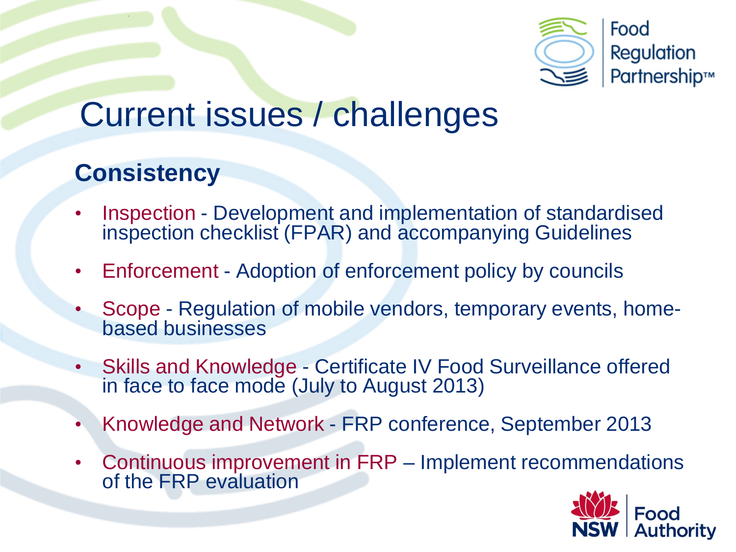# Current issues / challenges

## Consistency

- Inspection - Development and implementation of standardised inspection checklist (FPAR) and accompanying Guidelines
- Enforcement - Adoption of enforcement policy by councils
- Scope - Regulation of mobile vendors, temporary events, home-based businesses
- Skills and Knowledge - Certificate IV Food Surveillance offered in face to face mode (July to August 2013)
- Knowledge and Network - FRP conference, September 2013
- Continuous improvement in FRP – Implement recommendations of the FRP evaluation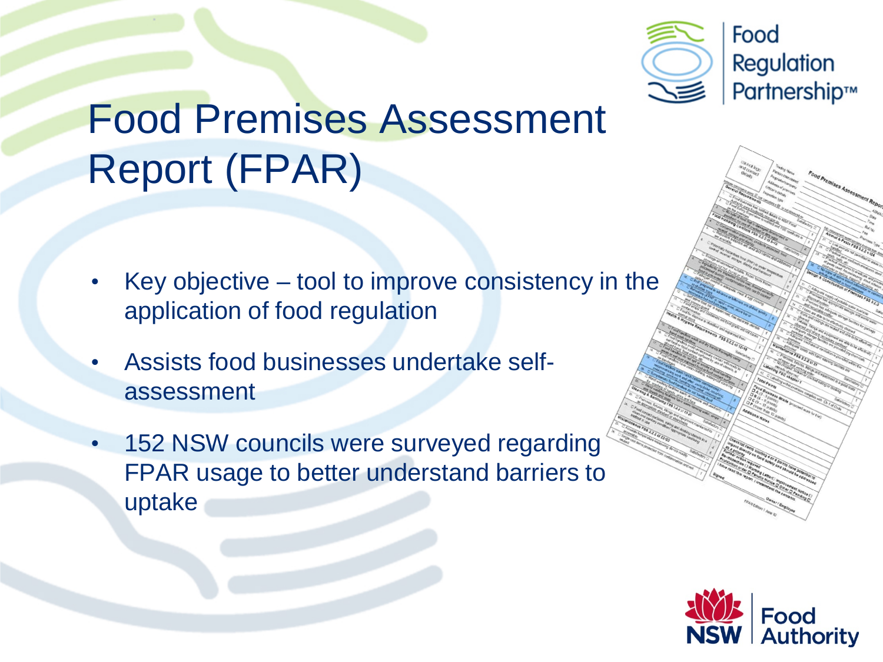# Food Premises Assessment Report (FPAR)

- Key objective – tool to improve consistency in the application of food regulation
- Assists food businesses undertake self-assessment
- 152 NSW councils were surveyed regarding FPAR usage to better understand barriers to uptake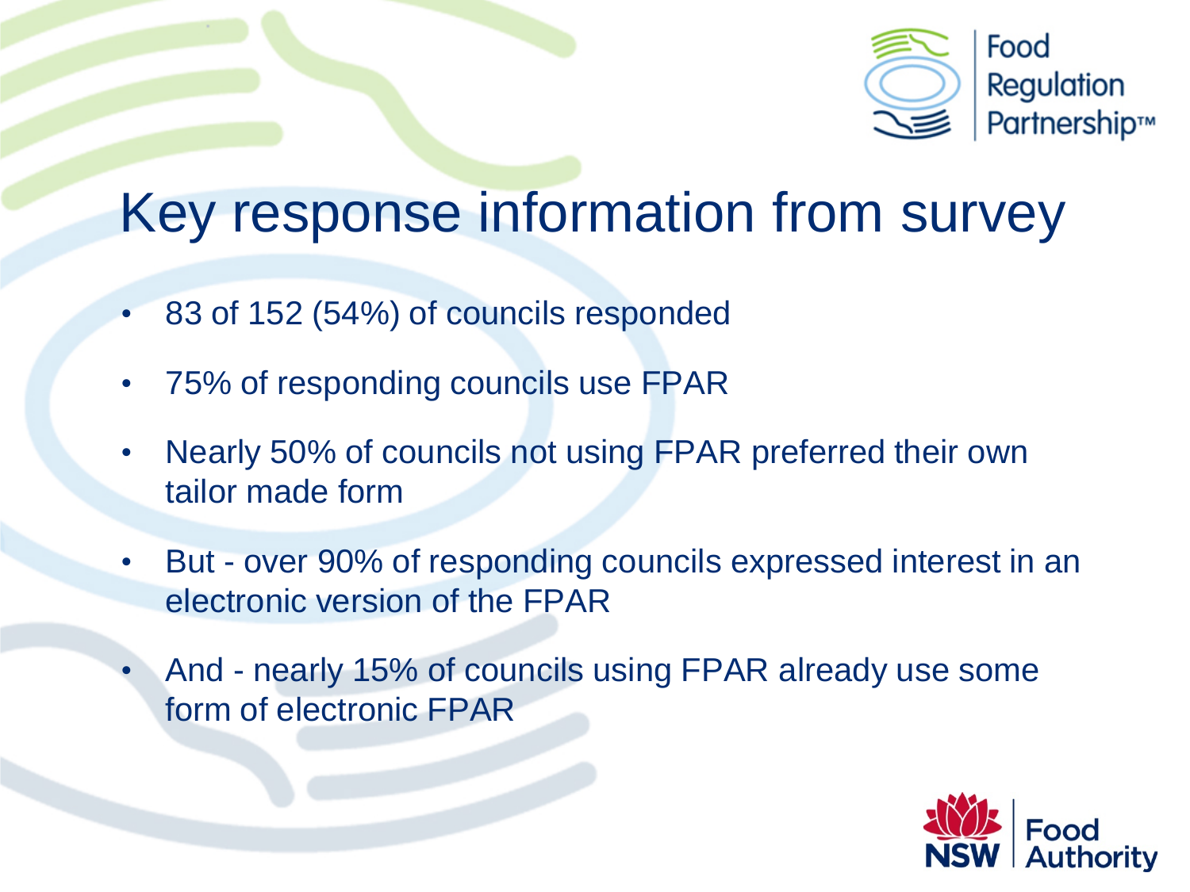# Key response information from survey

- 83 of 152 (54%) of councils responded
- 75% of responding councils use FPAR
- Nearly 50% of councils not using FPAR preferred their own tailor made form
- But - over 90% of responding councils expressed interest in an electronic version of the FPAR
- And - nearly 15% of councils using FPAR already use some form of electronic FPAR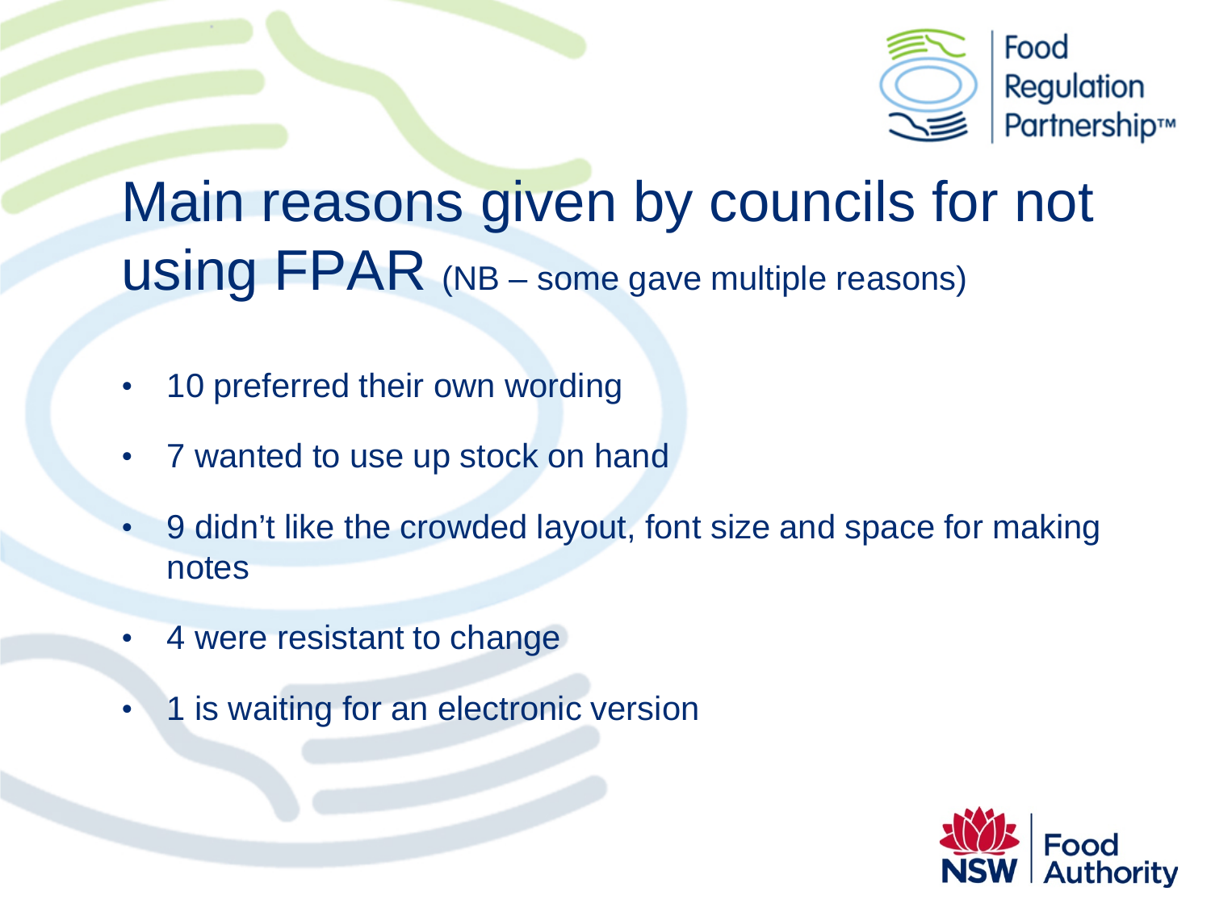# Main reasons given by councils for not using FPAR (NB – some gave multiple reasons)

- 10 preferred their own wording
- 7 wanted to use up stock on hand
- 9 didn't like the crowded layout, font size and space for making notes
- 4 were resistant to change
- 1 is waiting for an electronic version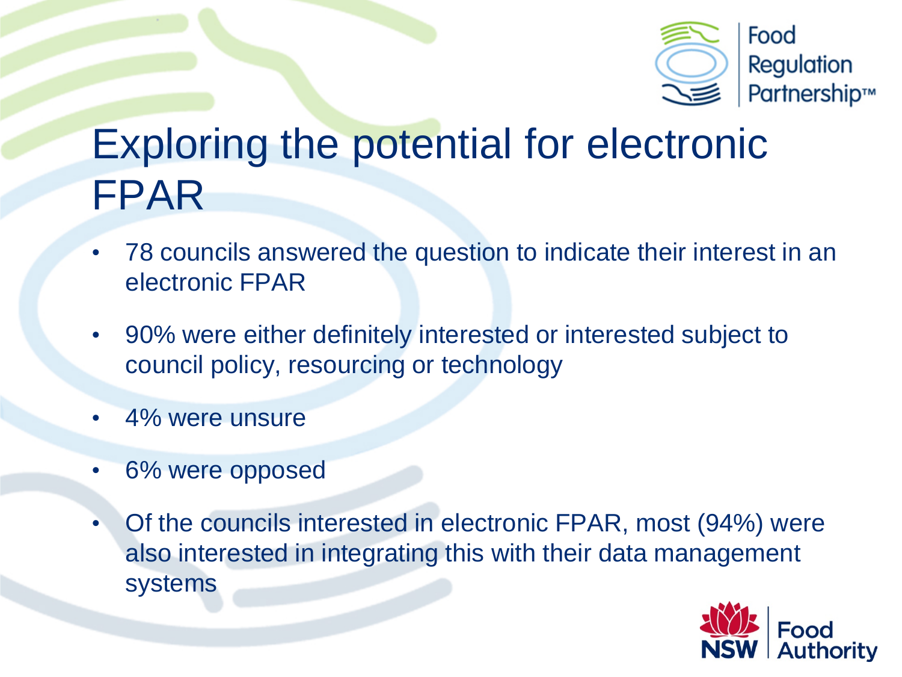# Exploring the potential for electronic FPAR

- 78 councils answered the question to indicate their interest in an electronic FPAR
- 90% were either definitely interested or interested subject to council policy, resourcing or technology
- 4% were unsure
- 6% were opposed
- Of the councils interested in electronic FPAR, most (94%) were also interested in integrating this with their data management systems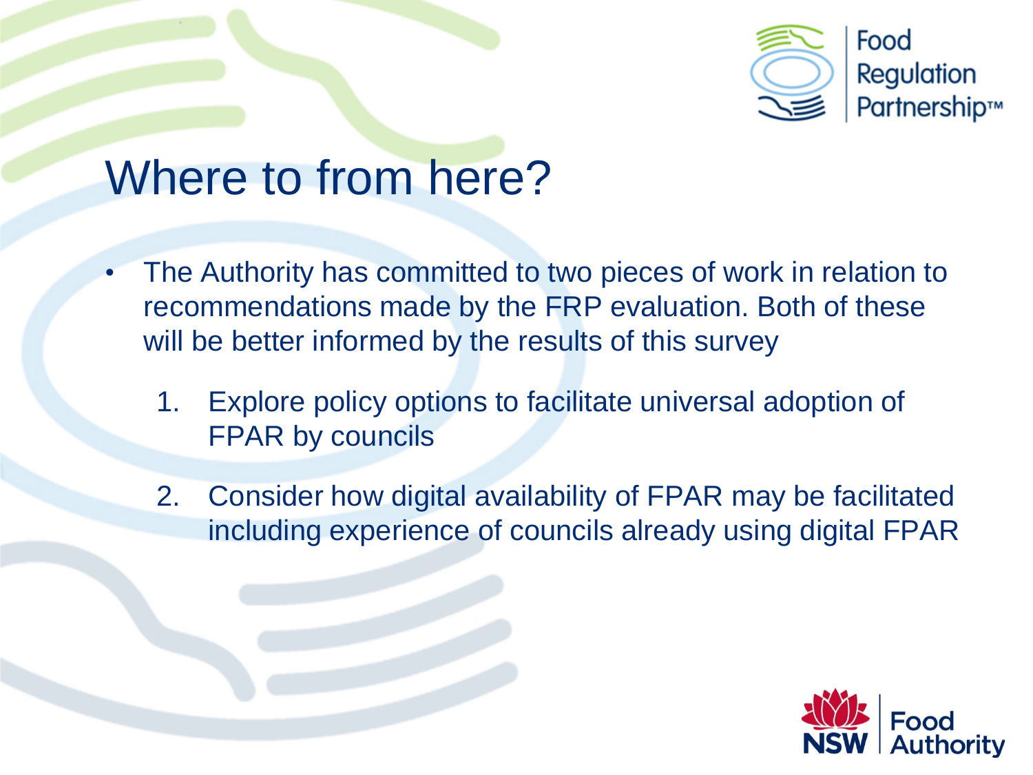# Where to from here?

- The Authority has committed to two pieces of work in relation to recommendations made by the FRP evaluation. Both of these will be better informed by the results of this survey
  1. Explore policy options to facilitate universal adoption of FPAR by councils
  2. Consider how digital availability of FPAR may be facilitated including experience of councils already using digital FPAR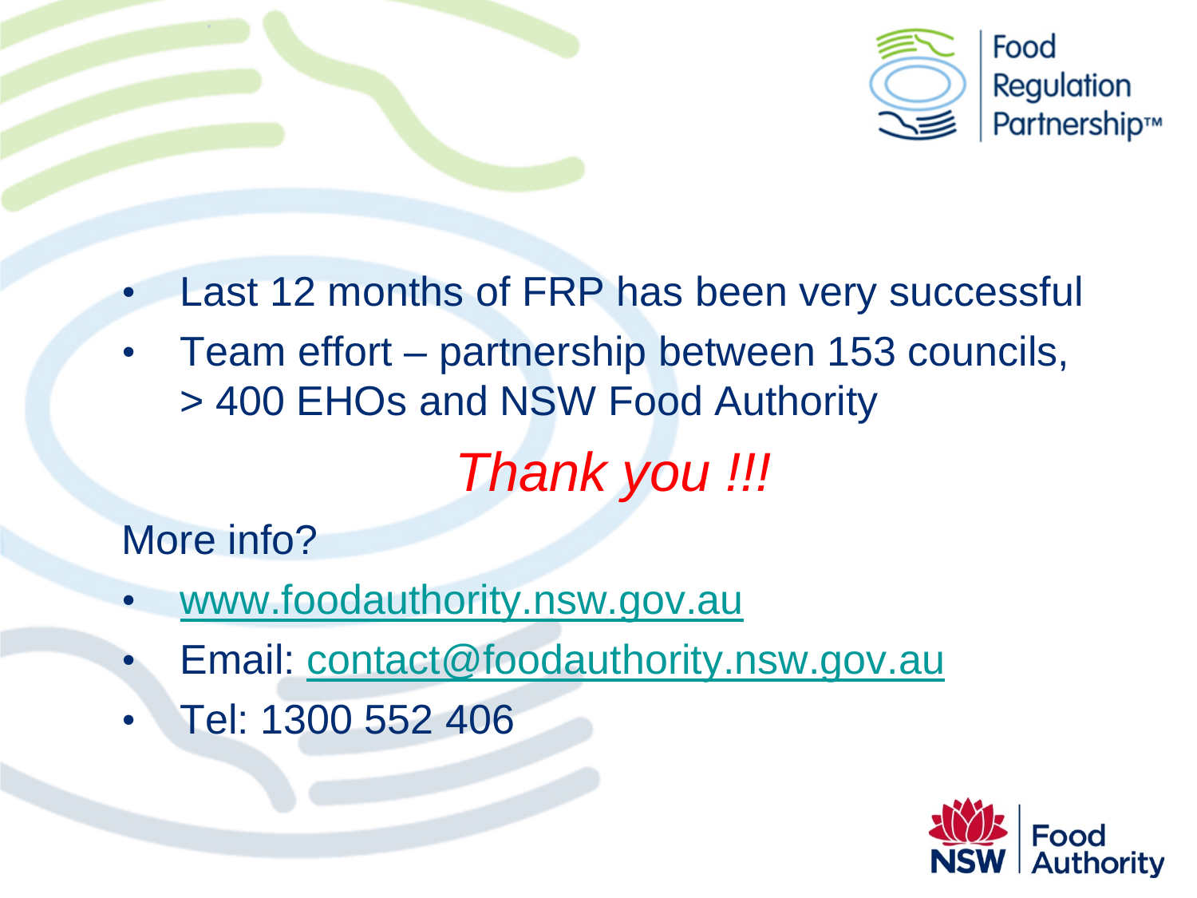Food Regulation Partnership™

- Last 12 months of FRP has been very successful
- Team effort – partnership between 153 councils, > 400 EHOs and NSW Food Authority

*Thank you !!!*

More info?

- www.foodauthority.nsw.gov.au
- Email: contact@foodauthority.nsw.gov.au
- Tel: 1300 552 406

NSW Food Authority